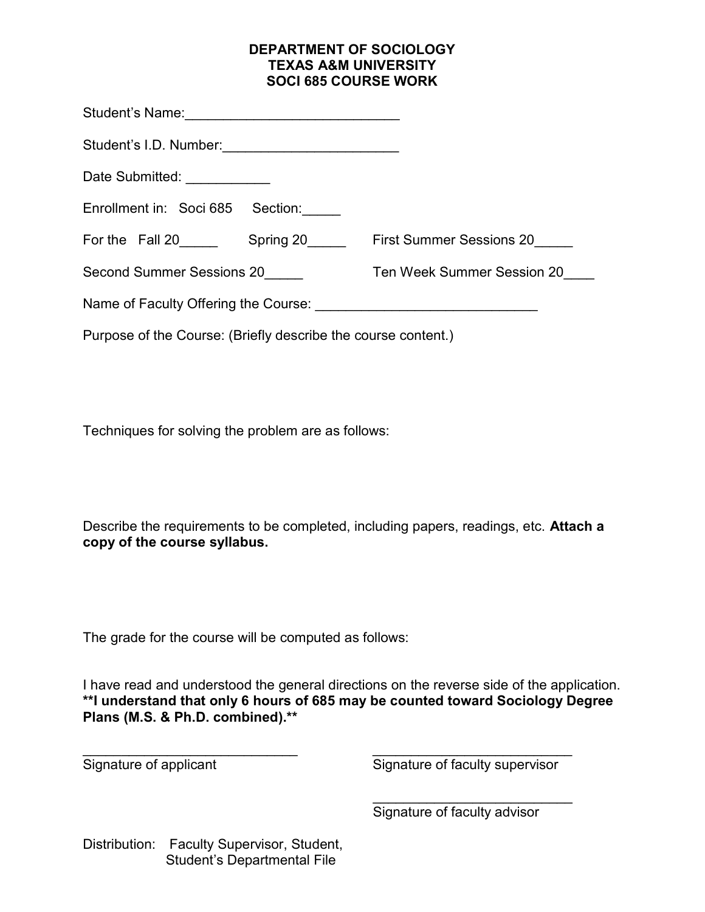# DEPARTMENT OF SOCIOLOGY
# TEXAS A&M UNIVERSITY
# SOCI 685 COURSE WORK

Student's Name:____________________________

Student's I.D. Number:_______________________

Date Submitted: ___________

Enrollment in: Soci 685 Section:_____

For the Fall 20_____ Spring 20_____ First Summer Sessions 20_____

Second Summer Sessions 20_____ Ten Week Summer Session 20____

Name of Faculty Offering the Course: _____________________________

Purpose of the Course: (Briefly describe the course content.)

Techniques for solving the problem are as follows:

Describe the requirements to be completed, including papers, readings, etc. **Attach a copy of the course syllabus.**

The grade for the course will be computed as follows:

I have read and understood the general directions on the reverse side of the application.
****I understand that only 6 hours of 685 may be counted toward Sociology Degree Plans (M.S. & Ph.D. combined).****

____________________________
Signature of applicant

____________________________
Signature of faculty supervisor

____________________________
Signature of faculty advisor

Distribution: Faculty Supervisor, Student, Student's Departmental File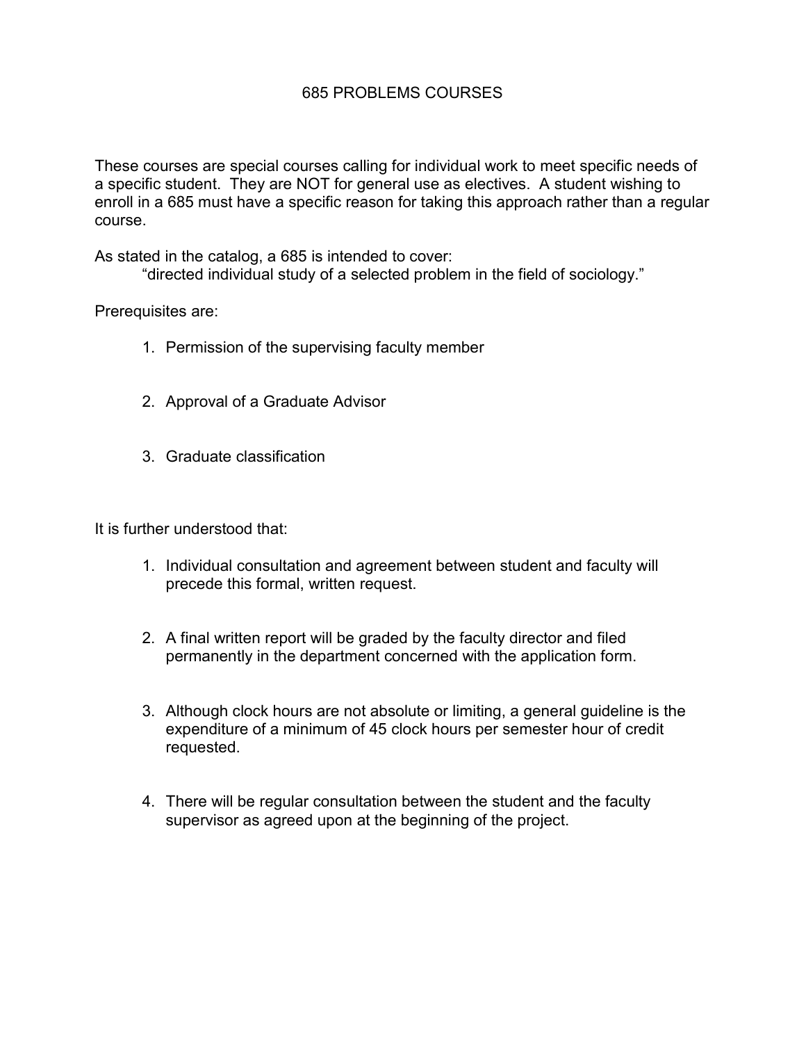# 685 PROBLEMS COURSES

These courses are special courses calling for individual work to meet specific needs of a specific student. They are NOT for general use as electives. A student wishing to enroll in a 685 must have a specific reason for taking this approach rather than a regular course.

As stated in the catalog, a 685 is intended to cover:

> "directed individual study of a selected problem in the field of sociology."

Prerequisites are:

1. Permission of the supervising faculty member
2. Approval of a Graduate Advisor
3. Graduate classification

It is further understood that:

1. Individual consultation and agreement between student and faculty will precede this formal, written request.
2. A final written report will be graded by the faculty director and filed permanently in the department concerned with the application form.
3. Although clock hours are not absolute or limiting, a general guideline is the expenditure of a minimum of 45 clock hours per semester hour of credit requested.
4. There will be regular consultation between the student and the faculty supervisor as agreed upon at the beginning of the project.